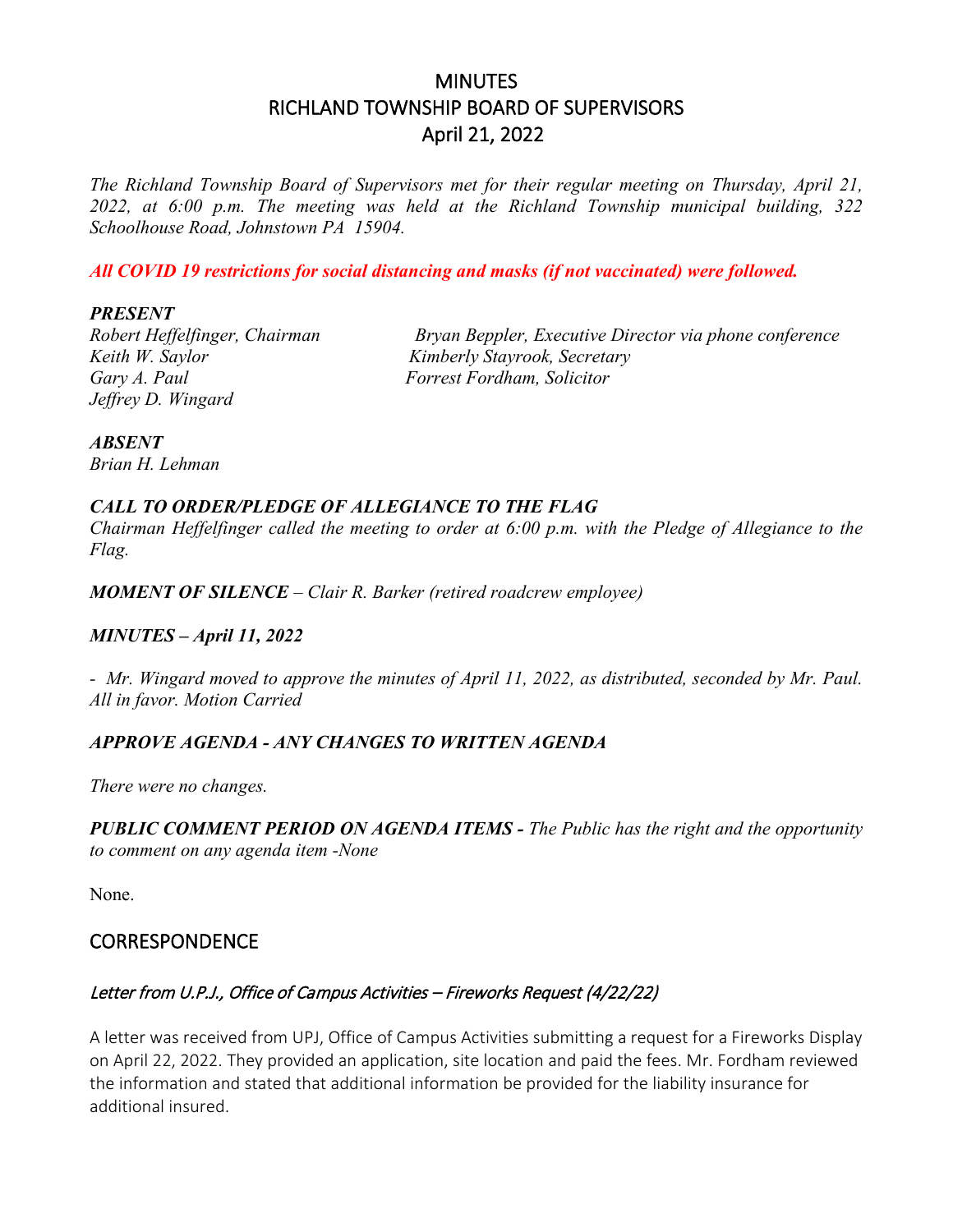# MINUTES
# RICHLAND TOWNSHIP BOARD OF SUPERVISORS
# April 21, 2022

*The Richland Township Board of Supervisors met for their regular meeting on Thursday, April 21, 2022, at 6:00 p.m. The meeting was held at the Richland Township municipal building, 322 Schoolhouse Road, Johnstown PA 15904.*

***All COVID 19 restrictions for social distancing and masks (if not vaccinated) were followed.***

***PRESENT***

*Robert Heffelfinger, Chairman*
*Keith W. Saylor*
*Gary A. Paul*
*Jeffrey D. Wingard*

*Bryan Beppler, Executive Director via phone conference*
*Kimberly Stayrook, Secretary*
*Forrest Fordham, Solicitor*

***ABSENT***

*Brian H. Lehman*

***CALL TO ORDER/PLEDGE OF ALLEGIANCE TO THE FLAG***

*Chairman Heffelfinger called the meeting to order at 6:00 p.m. with the Pledge of Allegiance to the Flag.*

***MOMENT OF SILENCE** – Clair R. Barker (retired roadcrew employee)*

***MINUTES – April 11, 2022***

*- Mr. Wingard moved to approve the minutes of April 11, 2022, as distributed, seconded by Mr. Paul. All in favor. Motion Carried*

***APPROVE AGENDA - ANY CHANGES TO WRITTEN AGENDA***

*There were no changes.*

***PUBLIC COMMENT PERIOD ON AGENDA ITEMS -** The Public has the right and the opportunity to comment on any agenda item -None*

None.

## CORRESPONDENCE

### *Letter from U.P.J., Office of Campus Activities – Fireworks Request (4/22/22)*

A letter was received from UPJ, Office of Campus Activities submitting a request for a Fireworks Display on April 22, 2022. They provided an application, site location and paid the fees. Mr. Fordham reviewed the information and stated that additional information be provided for the liability insurance for additional insured.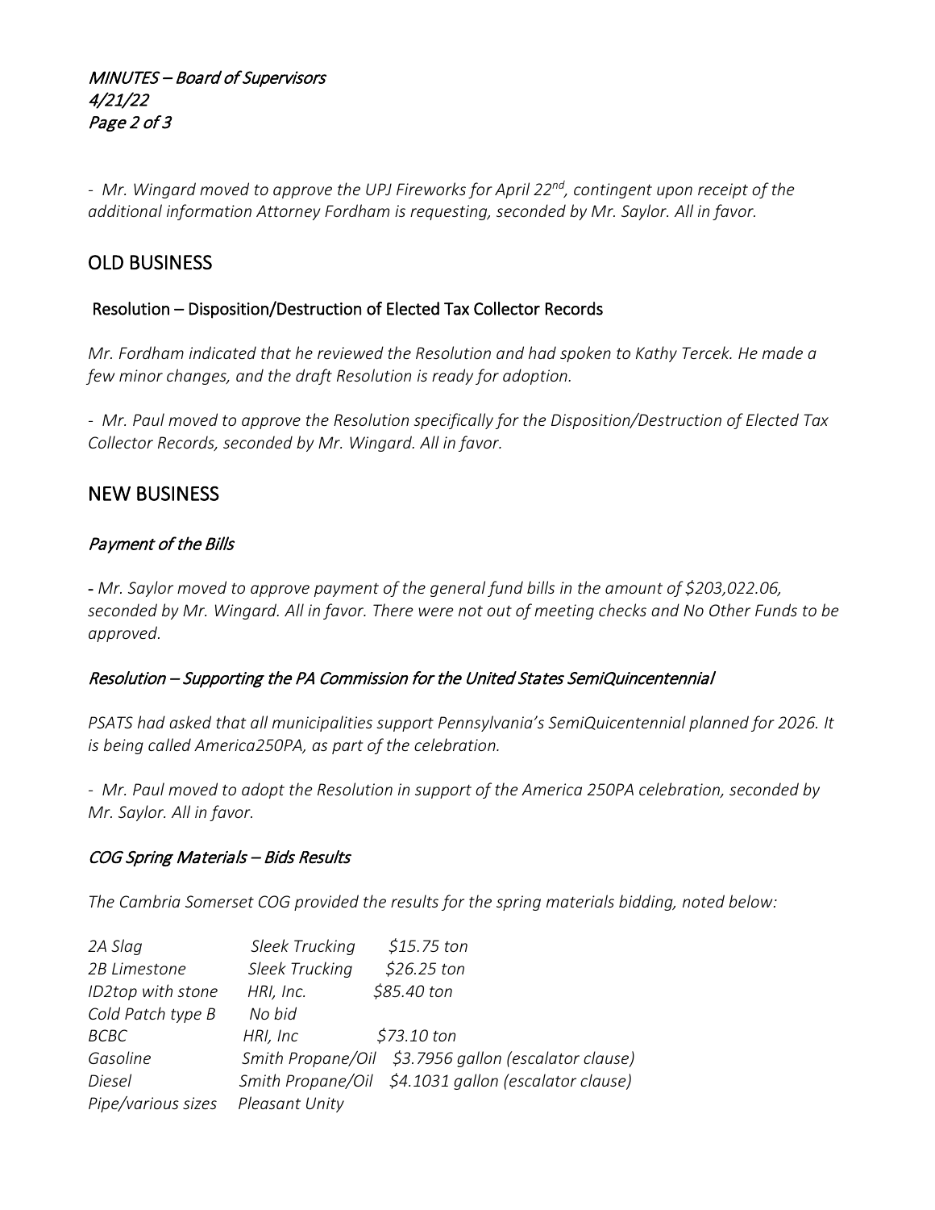*- Mr. Wingard moved to approve the UPJ Fireworks for April 22nd, contingent upon receipt of the additional information Attorney Fordham is requesting, seconded by Mr. Saylor. All in favor.*

## OLD BUSINESS

### Resolution – Disposition/Destruction of Elected Tax Collector Records

*Mr. Fordham indicated that he reviewed the Resolution and had spoken to Kathy Tercek. He made a few minor changes, and the draft Resolution is ready for adoption.*

*- Mr. Paul moved to approve the Resolution specifically for the Disposition/Destruction of Elected Tax Collector Records, seconded by Mr. Wingard. All in favor.*

## NEW BUSINESS

### *Payment of the Bills*

*- Mr. Saylor moved to approve payment of the general fund bills in the amount of $203,022.06, seconded by Mr. Wingard. All in favor. There were not out of meeting checks and No Other Funds to be approved.*

### *Resolution – Supporting the PA Commission for the United States SemiQuincentennial*

*PSATS had asked that all municipalities support Pennsylvania's SemiQuicentennial planned for 2026. It is being called America250PA, as part of the celebration.*

*- Mr. Paul moved to adopt the Resolution in support of the America 250PA celebration, seconded by Mr. Saylor. All in favor.*

### *COG Spring Materials – Bids Results*

*The Cambria Somerset COG provided the results for the spring materials bidding, noted below:*

| | | |
|---|---|---|
| *2A Slag* | *Sleek Trucking* | *$15.75 ton* |
| *2B Limestone* | *Sleek Trucking* | *$26.25 ton* |
| *ID2top with stone* | *HRI, Inc.* | *$85.40 ton* |
| *Cold Patch type B* | *No bid* | |
| *BCBC* | *HRI, Inc* | *$73.10 ton* |
| *Gasoline* | *Smith Propane/Oil* | *$3.7956 gallon (escalator clause)* |
| *Diesel* | *Smith Propane/Oil* | *$4.1031 gallon (escalator clause)* |
| *Pipe/various sizes* | *Pleasant Unity* | |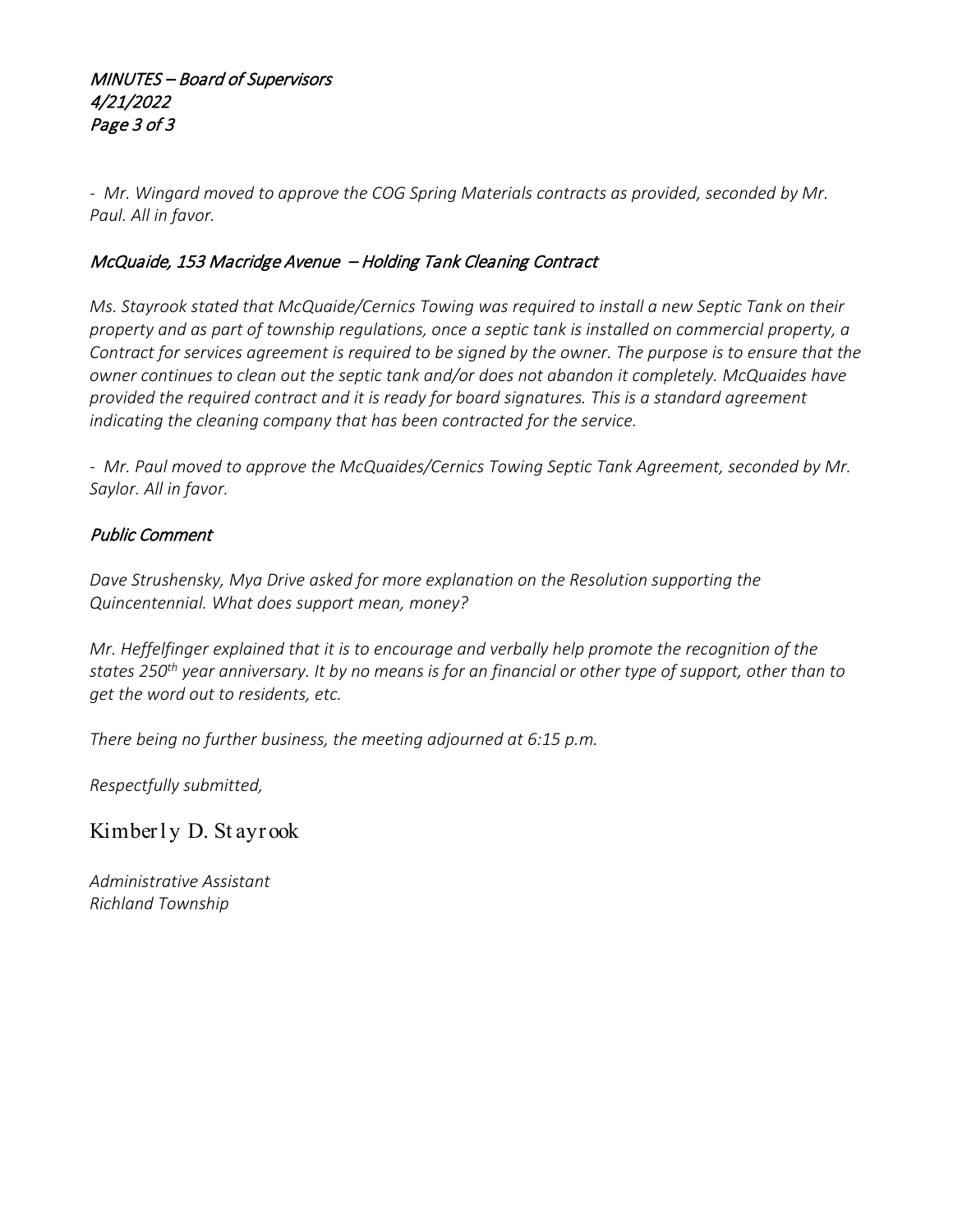- *Mr. Wingard moved to approve the COG Spring Materials contracts as provided, seconded by Mr. Paul. All in favor.*

### *McQuaide, 153 Macridge Avenue – Holding Tank Cleaning Contract*

*Ms. Stayrook stated that McQuaide/Cernics Towing was required to install a new Septic Tank on their property and as part of township regulations, once a septic tank is installed on commercial property, a Contract for services agreement is required to be signed by the owner. The purpose is to ensure that the owner continues to clean out the septic tank and/or does not abandon it completely. McQuaides have provided the required contract and it is ready for board signatures. This is a standard agreement indicating the cleaning company that has been contracted for the service.*

- *Mr. Paul moved to approve the McQuaides/Cernics Towing Septic Tank Agreement, seconded by Mr. Saylor. All in favor.*

### *Public Comment*

*Dave Strushensky, Mya Drive asked for more explanation on the Resolution supporting the Quincentennial. What does support mean, money?*

*Mr. Heffelfinger explained that it is to encourage and verbally help promote the recognition of the states 250th year anniversary. It by no means is for an financial or other type of support, other than to get the word out to residents, etc.*

*There being no further business, the meeting adjourned at 6:15 p.m.*

*Respectfully submitted,*

Kimberly D. Stayrook

*Administrative Assistant*
*Richland Township*